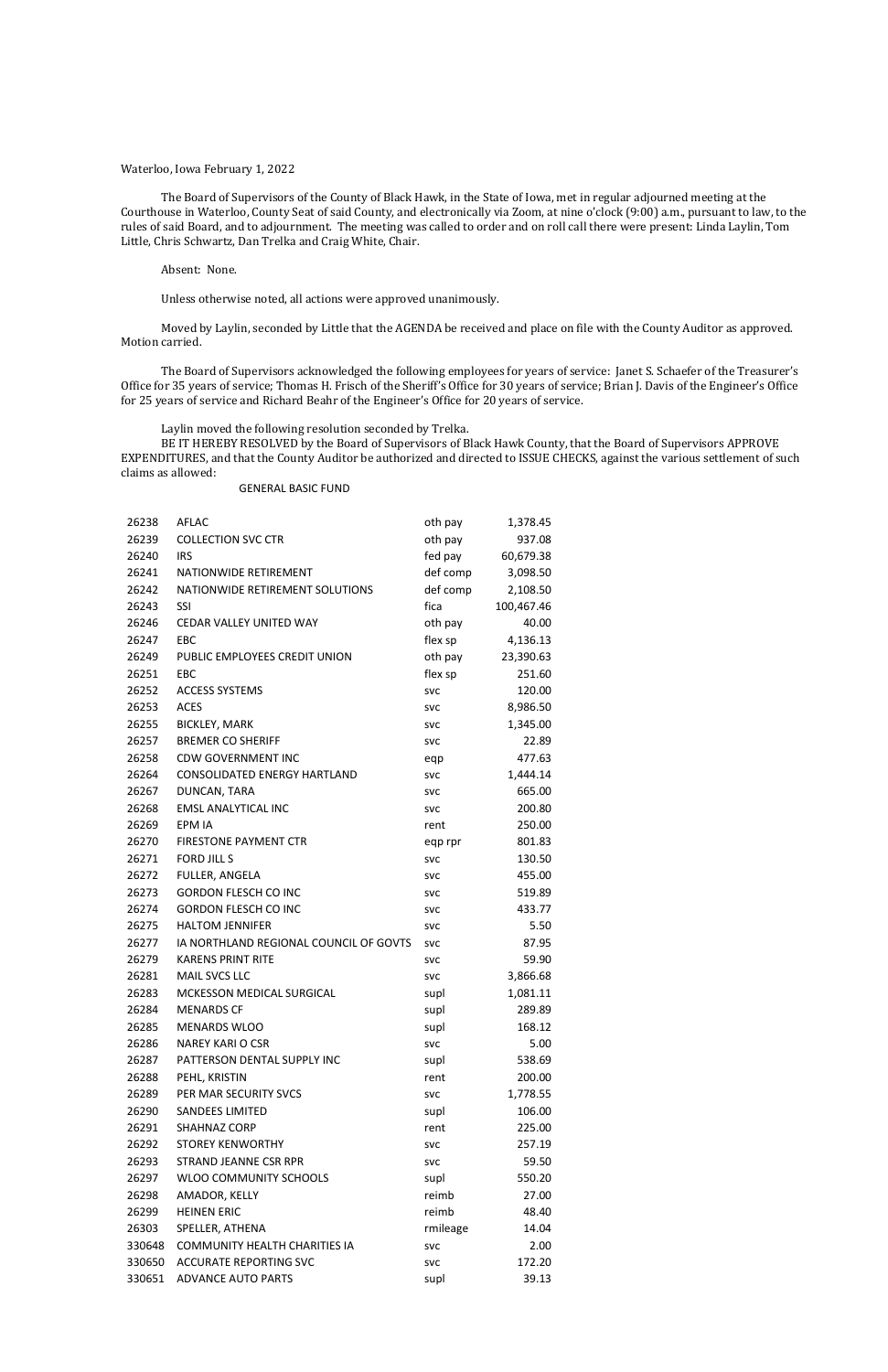Waterloo, Iowa February 1, 2022

The Board of Supervisors of the County of Black Hawk, in the State of Iowa, met in regular adjourned meeting at the Courthouse in Waterloo, County Seat of said County, and electronically via Zoom, at nine o'clock (9:00) a.m., pursuant to law, to the rules of said Board, and to adjournment. The meeting was called to order and on roll call there were present: Linda Laylin, Tom Little, Chris Schwartz, Dan Trelka and Craig White, Chair.

Absent: None.

Unless otherwise noted, all actions were approved unanimously.

Moved by Laylin, seconded by Little that the AGENDA be received and place on file with the County Auditor as approved. Motion carried.

The Board of Supervisors acknowledged the following employees for years of service: Janet S. Schaefer of the Treasurer's Office for 35 years of service; Thomas H. Frisch of the Sheriff's Office for 30 years of service; Brian J. Davis of the Engineer's Office for 25 years of service and Richard Beahr of the Engineer's Office for 20 years of service.

Laylin moved the following resolution seconded by Trelka.

BE IT HEREBY RESOLVED by the Board of Supervisors of Black Hawk County, that the Board of Supervisors APPROVE EXPENDITURES, and that the County Auditor be authorized and directed to ISSUE CHECKS, against the various settlement of such claims as allowed:

GENERAL BASIC FUND

| | | | |
|---|---|---|---|
| 26238 | AFLAC | oth pay | 1,378.45 |
| 26239 | COLLECTION SVC CTR | oth pay | 937.08 |
| 26240 | IRS | fed pay | 60,679.38 |
| 26241 | NATIONWIDE RETIREMENT | def comp | 3,098.50 |
| 26242 | NATIONWIDE RETIREMENT SOLUTIONS | def comp | 2,108.50 |
| 26243 | SSI | fica | 100,467.46 |
| 26246 | CEDAR VALLEY UNITED WAY | oth pay | 40.00 |
| 26247 | EBC | flex sp | 4,136.13 |
| 26249 | PUBLIC EMPLOYEES CREDIT UNION | oth pay | 23,390.63 |
| 26251 | EBC | flex sp | 251.60 |
| 26252 | ACCESS SYSTEMS | svc | 120.00 |
| 26253 | ACES | svc | 8,986.50 |
| 26255 | BICKLEY, MARK | svc | 1,345.00 |
| 26257 | BREMER CO SHERIFF | svc | 22.89 |
| 26258 | CDW GOVERNMENT INC | eqp | 477.63 |
| 26264 | CONSOLIDATED ENERGY HARTLAND | svc | 1,444.14 |
| 26267 | DUNCAN, TARA | svc | 665.00 |
| 26268 | EMSL ANALYTICAL INC | svc | 200.80 |
| 26269 | EPM IA | rent | 250.00 |
| 26270 | FIRESTONE PAYMENT CTR | eqp rpr | 801.83 |
| 26271 | FORD JILL S | svc | 130.50 |
| 26272 | FULLER, ANGELA | svc | 455.00 |
| 26273 | GORDON FLESCH CO INC | svc | 519.89 |
| 26274 | GORDON FLESCH CO INC | svc | 433.77 |
| 26275 | HALTOM JENNIFER | svc | 5.50 |
| 26277 | IA NORTHLAND REGIONAL COUNCIL OF GOVTS | svc | 87.95 |
| 26279 | KARENS PRINT RITE | svc | 59.90 |
| 26281 | MAIL SVCS LLC | svc | 3,866.68 |
| 26283 | MCKESSON MEDICAL SURGICAL | supl | 1,081.11 |
| 26284 | MENARDS CF | supl | 289.89 |
| 26285 | MENARDS WLOO | supl | 168.12 |
| 26286 | NAREY KARI O CSR | svc | 5.00 |
| 26287 | PATTERSON DENTAL SUPPLY INC | supl | 538.69 |
| 26288 | PEHL, KRISTIN | rent | 200.00 |
| 26289 | PER MAR SECURITY SVCS | svc | 1,778.55 |
| 26290 | SANDEES LIMITED | supl | 106.00 |
| 26291 | SHAHNAZ CORP | rent | 225.00 |
| 26292 | STOREY KENWORTHY | svc | 257.19 |
| 26293 | STRAND JEANNE CSR RPR | svc | 59.50 |
| 26297 | WLOO COMMUNITY SCHOOLS | supl | 550.20 |
| 26298 | AMADOR, KELLY | reimb | 27.00 |
| 26299 | HEINEN ERIC | reimb | 48.40 |
| 26303 | SPELLER, ATHENA | rmileage | 14.04 |
| 330648 | COMMUNITY HEALTH CHARITIES IA | svc | 2.00 |
| 330650 | ACCURATE REPORTING SVC | svc | 172.20 |
| 330651 | ADVANCE AUTO PARTS | supl | 39.13 |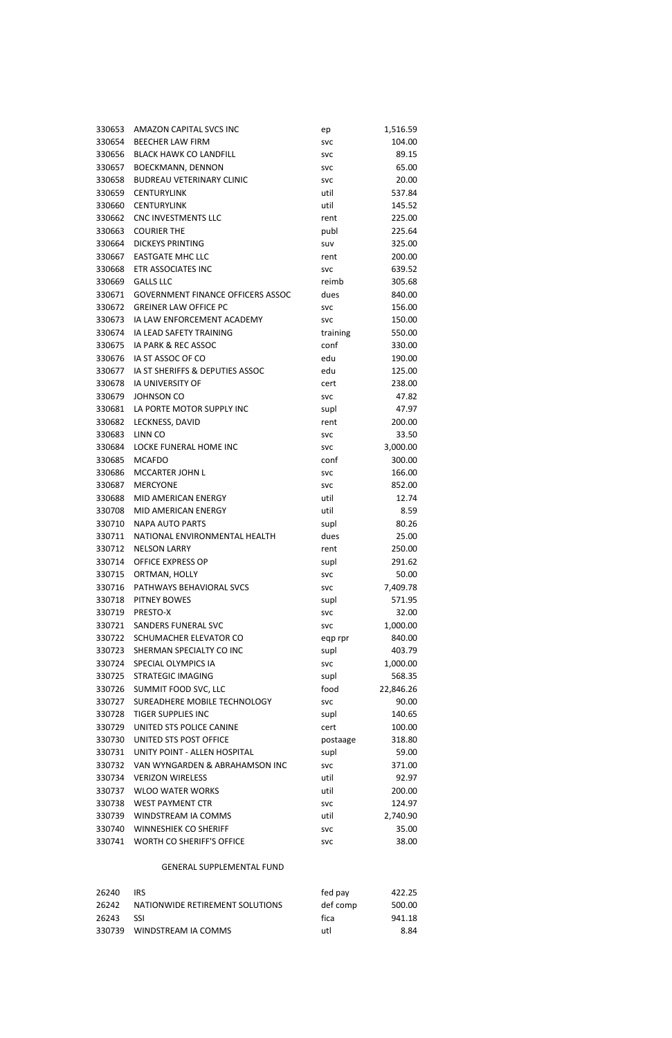| | | | |
|---|---|---|---|
| 330653 | AMAZON CAPITAL SVCS INC | ep | 1,516.59 |
| 330654 | BEECHER LAW FIRM | svc | 104.00 |
| 330656 | BLACK HAWK CO LANDFILL | svc | 89.15 |
| 330657 | BOECKMANN, DENNON | svc | 65.00 |
| 330658 | BUDREAU VETERINARY CLINIC | svc | 20.00 |
| 330659 | CENTURYLINK | util | 537.84 |
| 330660 | CENTURYLINK | util | 145.52 |
| 330662 | CNC INVESTMENTS LLC | rent | 225.00 |
| 330663 | COURIER THE | publ | 225.64 |
| 330664 | DICKEYS PRINTING | suv | 325.00 |
| 330667 | EASTGATE MHC LLC | rent | 200.00 |
| 330668 | ETR ASSOCIATES INC | svc | 639.52 |
| 330669 | GALLS LLC | reimb | 305.68 |
| 330671 | GOVERNMENT FINANCE OFFICERS ASSOC | dues | 840.00 |
| 330672 | GREINER LAW OFFICE PC | svc | 156.00 |
| 330673 | IA LAW ENFORCEMENT ACADEMY | svc | 150.00 |
| 330674 | IA LEAD SAFETY TRAINING | training | 550.00 |
| 330675 | IA PARK & REC ASSOC | conf | 330.00 |
| 330676 | IA ST ASSOC OF CO | edu | 190.00 |
| 330677 | IA ST SHERIFFS & DEPUTIES ASSOC | edu | 125.00 |
| 330678 | IA UNIVERSITY OF | cert | 238.00 |
| 330679 | JOHNSON CO | svc | 47.82 |
| 330681 | LA PORTE MOTOR SUPPLY INC | supl | 47.97 |
| 330682 | LECKNESS, DAVID | rent | 200.00 |
| 330683 | LINN CO | svc | 33.50 |
| 330684 | LOCKE FUNERAL HOME INC | svc | 3,000.00 |
| 330685 | MCAFDO | conf | 300.00 |
| 330686 | MCCARTER JOHN L | svc | 166.00 |
| 330687 | MERCYONE | svc | 852.00 |
| 330688 | MID AMERICAN ENERGY | util | 12.74 |
| 330708 | MID AMERICAN ENERGY | util | 8.59 |
| 330710 | NAPA AUTO PARTS | supl | 80.26 |
| 330711 | NATIONAL ENVIRONMENTAL HEALTH | dues | 25.00 |
| 330712 | NELSON LARRY | rent | 250.00 |
| 330714 | OFFICE EXPRESS OP | supl | 291.62 |
| 330715 | ORTMAN, HOLLY | svc | 50.00 |
| 330716 | PATHWAYS BEHAVIORAL SVCS | svc | 7,409.78 |
| 330718 | PITNEY BOWES | supl | 571.95 |
| 330719 | PRESTO-X | svc | 32.00 |
| 330721 | SANDERS FUNERAL SVC | svc | 1,000.00 |
| 330722 | SCHUMACHER ELEVATOR CO | eqp rpr | 840.00 |
| 330723 | SHERMAN SPECIALTY CO INC | supl | 403.79 |
| 330724 | SPECIAL OLYMPICS IA | svc | 1,000.00 |
| 330725 | STRATEGIC IMAGING | supl | 568.35 |
| 330726 | SUMMIT FOOD SVC, LLC | food | 22,846.26 |
| 330727 | SUREADHERE MOBILE TECHNOLOGY | svc | 90.00 |
| 330728 | TIGER SUPPLIES INC | supl | 140.65 |
| 330729 | UNITED STS POLICE CANINE | cert | 100.00 |
| 330730 | UNITED STS POST OFFICE | postaage | 318.80 |
| 330731 | UNITY POINT - ALLEN HOSPITAL | supl | 59.00 |
| 330732 | VAN WYNGARDEN & ABRAHAMSON INC | svc | 371.00 |
| 330734 | VERIZON WIRELESS | util | 92.97 |
| 330737 | WLOO WATER WORKS | util | 200.00 |
| 330738 | WEST PAYMENT CTR | svc | 124.97 |
| 330739 | WINDSTREAM IA COMMS | util | 2,740.90 |
| 330740 | WINNESHIEK CO SHERIFF | svc | 35.00 |
| 330741 | WORTH CO SHERIFF'S OFFICE | svc | 38.00 |

GENERAL SUPPLEMENTAL FUND

| | | | |
|---|---|---|---|
| 26240 | IRS | fed pay | 422.25 |
| 26242 | NATIONWIDE RETIREMENT SOLUTIONS | def comp | 500.00 |
| 26243 | SSI | fica | 941.18 |
| 330739 | WINDSTREAM IA COMMS | utl | 8.84 |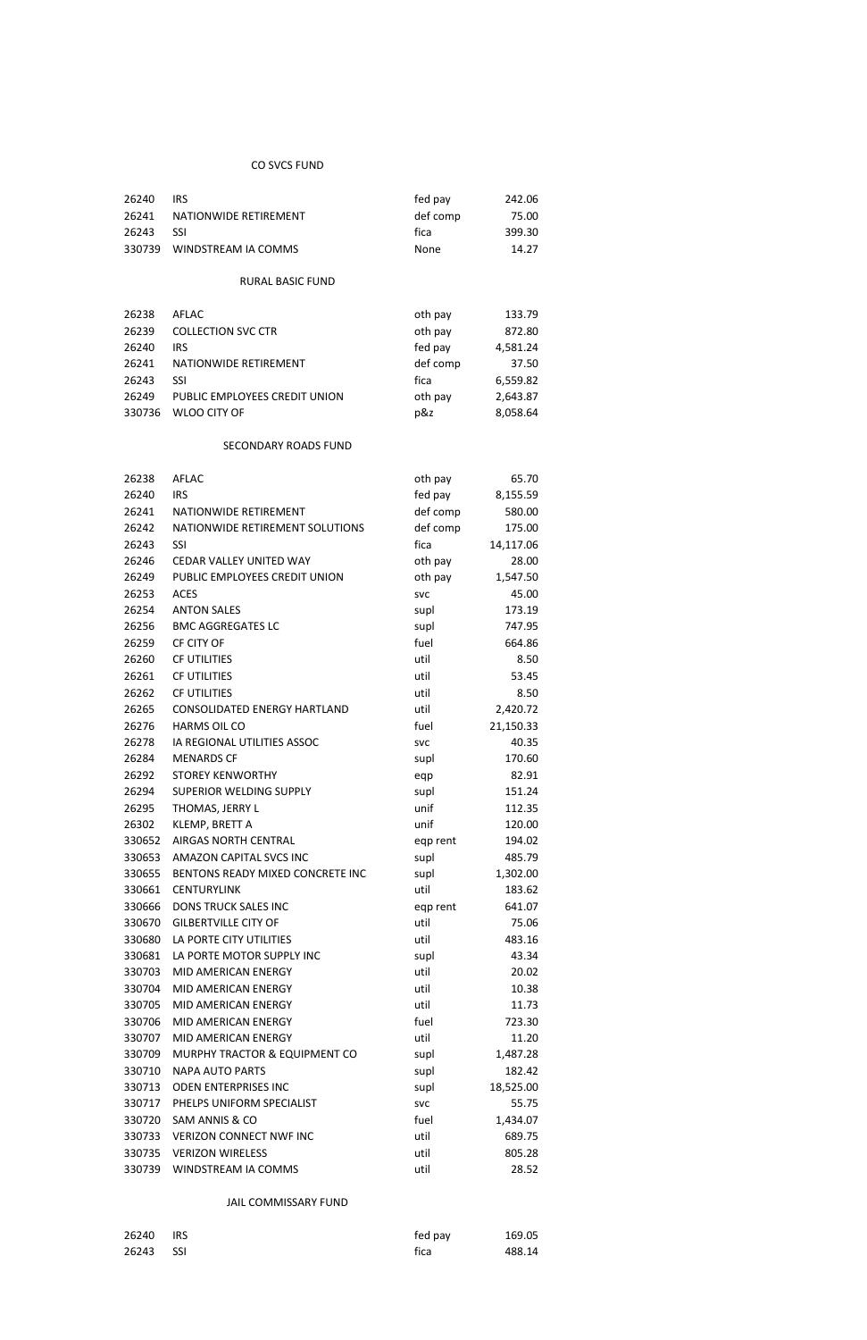CO SVCS FUND

| | | | |
|---|---|---|---|
| 26240 | IRS | fed pay | 242.06 |
| 26241 | NATIONWIDE RETIREMENT | def comp | 75.00 |
| 26243 | SSI | fica | 399.30 |
| 330739 | WINDSTREAM IA COMMS | None | 14.27 |

RURAL BASIC FUND

| | | | |
|---|---|---|---|
| 26238 | AFLAC | oth pay | 133.79 |
| 26239 | COLLECTION SVC CTR | oth pay | 872.80 |
| 26240 | IRS | fed pay | 4,581.24 |
| 26241 | NATIONWIDE RETIREMENT | def comp | 37.50 |
| 26243 | SSI | fica | 6,559.82 |
| 26249 | PUBLIC EMPLOYEES CREDIT UNION | oth pay | 2,643.87 |
| 330736 | WLOO CITY OF | p&z | 8,058.64 |

SECONDARY ROADS FUND

| | | | |
|---|---|---|---|
| 26238 | AFLAC | oth pay | 65.70 |
| 26240 | IRS | fed pay | 8,155.59 |
| 26241 | NATIONWIDE RETIREMENT | def comp | 580.00 |
| 26242 | NATIONWIDE RETIREMENT SOLUTIONS | def comp | 175.00 |
| 26243 | SSI | fica | 14,117.06 |
| 26246 | CEDAR VALLEY UNITED WAY | oth pay | 28.00 |
| 26249 | PUBLIC EMPLOYEES CREDIT UNION | oth pay | 1,547.50 |
| 26253 | ACES | svc | 45.00 |
| 26254 | ANTON SALES | supl | 173.19 |
| 26256 | BMC AGGREGATES LC | supl | 747.95 |
| 26259 | CF CITY OF | fuel | 664.86 |
| 26260 | CF UTILITIES | util | 8.50 |
| 26261 | CF UTILITIES | util | 53.45 |
| 26262 | CF UTILITIES | util | 8.50 |
| 26265 | CONSOLIDATED ENERGY HARTLAND | util | 2,420.72 |
| 26276 | HARMS OIL CO | fuel | 21,150.33 |
| 26278 | IA REGIONAL UTILITIES ASSOC | svc | 40.35 |
| 26284 | MENARDS CF | supl | 170.60 |
| 26292 | STOREY KENWORTHY | eqp | 82.91 |
| 26294 | SUPERIOR WELDING SUPPLY | supl | 151.24 |
| 26295 | THOMAS, JERRY L | unif | 112.35 |
| 26302 | KLEMP, BRETT A | unif | 120.00 |
| 330652 | AIRGAS NORTH CENTRAL | eqp rent | 194.02 |
| 330653 | AMAZON CAPITAL SVCS INC | supl | 485.79 |
| 330655 | BENTONS READY MIXED CONCRETE INC | supl | 1,302.00 |
| 330661 | CENTURYLINK | util | 183.62 |
| 330666 | DONS TRUCK SALES INC | eqp rent | 641.07 |
| 330670 | GILBERTVILLE CITY OF | util | 75.06 |
| 330680 | LA PORTE CITY UTILITIES | util | 483.16 |
| 330681 | LA PORTE MOTOR SUPPLY INC | supl | 43.34 |
| 330703 | MID AMERICAN ENERGY | util | 20.02 |
| 330704 | MID AMERICAN ENERGY | util | 10.38 |
| 330705 | MID AMERICAN ENERGY | util | 11.73 |
| 330706 | MID AMERICAN ENERGY | fuel | 723.30 |
| 330707 | MID AMERICAN ENERGY | util | 11.20 |
| 330709 | MURPHY TRACTOR & EQUIPMENT CO | supl | 1,487.28 |
| 330710 | NAPA AUTO PARTS | supl | 182.42 |
| 330713 | ODEN ENTERPRISES INC | supl | 18,525.00 |
| 330717 | PHELPS UNIFORM SPECIALIST | svc | 55.75 |
| 330720 | SAM ANNIS & CO | fuel | 1,434.07 |
| 330733 | VERIZON CONNECT NWF INC | util | 689.75 |
| 330735 | VERIZON WIRELESS | util | 805.28 |
| 330739 | WINDSTREAM IA COMMS | util | 28.52 |

JAIL COMMISSARY FUND

| | | | |
|---|---|---|---|
| 26240 | IRS | fed pay | 169.05 |
| 26243 | SSI | fica | 488.14 |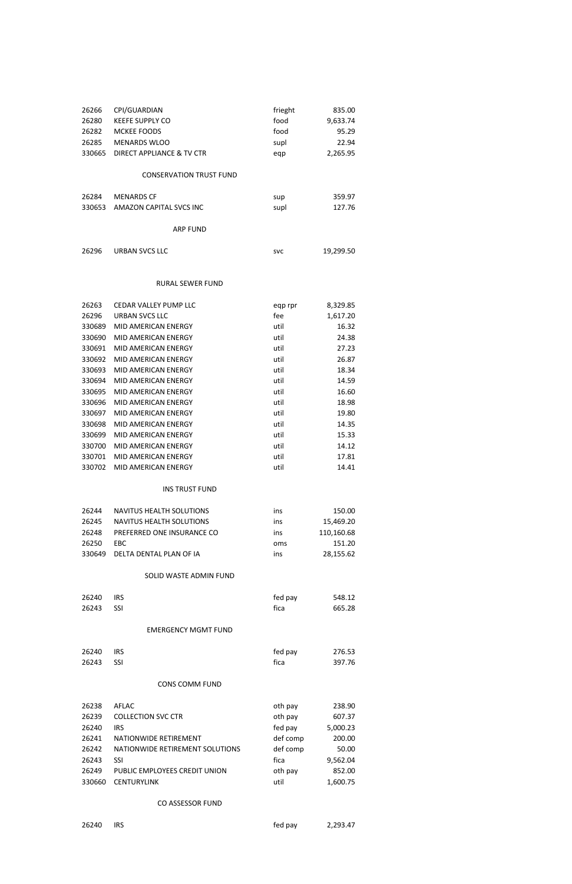| | | | |
|---|---|---|---|
| 26266 | CPI/GUARDIAN | frieght | 835.00 |
| 26280 | KEEFE SUPPLY CO | food | 9,633.74 |
| 26282 | MCKEE FOODS | food | 95.29 |
| 26285 | MENARDS WLOO | supl | 22.94 |
| 330665 | DIRECT APPLIANCE & TV CTR | eqp | 2,265.95 |

CONSERVATION TRUST FUND

| | | | |
|---|---|---|---|
| 26284 | MENARDS CF | sup | 359.97 |
| 330653 | AMAZON CAPITAL SVCS INC | supl | 127.76 |

ARP FUND

| | | | |
|---|---|---|---|
| 26296 | URBAN SVCS LLC | svc | 19,299.50 |

RURAL SEWER FUND

| | | | |
|---|---|---|---|
| 26263 | CEDAR VALLEY PUMP LLC | eqp rpr | 8,329.85 |
| 26296 | URBAN SVCS LLC | fee | 1,617.20 |
| 330689 | MID AMERICAN ENERGY | util | 16.32 |
| 330690 | MID AMERICAN ENERGY | util | 24.38 |
| 330691 | MID AMERICAN ENERGY | util | 27.23 |
| 330692 | MID AMERICAN ENERGY | util | 26.87 |
| 330693 | MID AMERICAN ENERGY | util | 18.34 |
| 330694 | MID AMERICAN ENERGY | util | 14.59 |
| 330695 | MID AMERICAN ENERGY | util | 16.60 |
| 330696 | MID AMERICAN ENERGY | util | 18.98 |
| 330697 | MID AMERICAN ENERGY | util | 19.80 |
| 330698 | MID AMERICAN ENERGY | util | 14.35 |
| 330699 | MID AMERICAN ENERGY | util | 15.33 |
| 330700 | MID AMERICAN ENERGY | util | 14.12 |
| 330701 | MID AMERICAN ENERGY | util | 17.81 |
| 330702 | MID AMERICAN ENERGY | util | 14.41 |

INS TRUST FUND

| | | | |
|---|---|---|---|
| 26244 | NAVITUS HEALTH SOLUTIONS | ins | 150.00 |
| 26245 | NAVITUS HEALTH SOLUTIONS | ins | 15,469.20 |
| 26248 | PREFERRED ONE INSURANCE CO | ins | 110,160.68 |
| 26250 | EBC | oms | 151.20 |
| 330649 | DELTA DENTAL PLAN OF IA | ins | 28,155.62 |

SOLID WASTE ADMIN FUND

| | | | |
|---|---|---|---|
| 26240 | IRS | fed pay | 548.12 |
| 26243 | SSI | fica | 665.28 |

EMERGENCY MGMT FUND

| | | | |
|---|---|---|---|
| 26240 | IRS | fed pay | 276.53 |
| 26243 | SSI | fica | 397.76 |

CONS COMM FUND

| | | | |
|---|---|---|---|
| 26238 | AFLAC | oth pay | 238.90 |
| 26239 | COLLECTION SVC CTR | oth pay | 607.37 |
| 26240 | IRS | fed pay | 5,000.23 |
| 26241 | NATIONWIDE RETIREMENT | def comp | 200.00 |
| 26242 | NATIONWIDE RETIREMENT SOLUTIONS | def comp | 50.00 |
| 26243 | SSI | fica | 9,562.04 |
| 26249 | PUBLIC EMPLOYEES CREDIT UNION | oth pay | 852.00 |
| 330660 | CENTURYLINK | util | 1,600.75 |

CO ASSESSOR FUND

| | | | |
|---|---|---|---|
| 26240 | IRS | fed pay | 2,293.47 |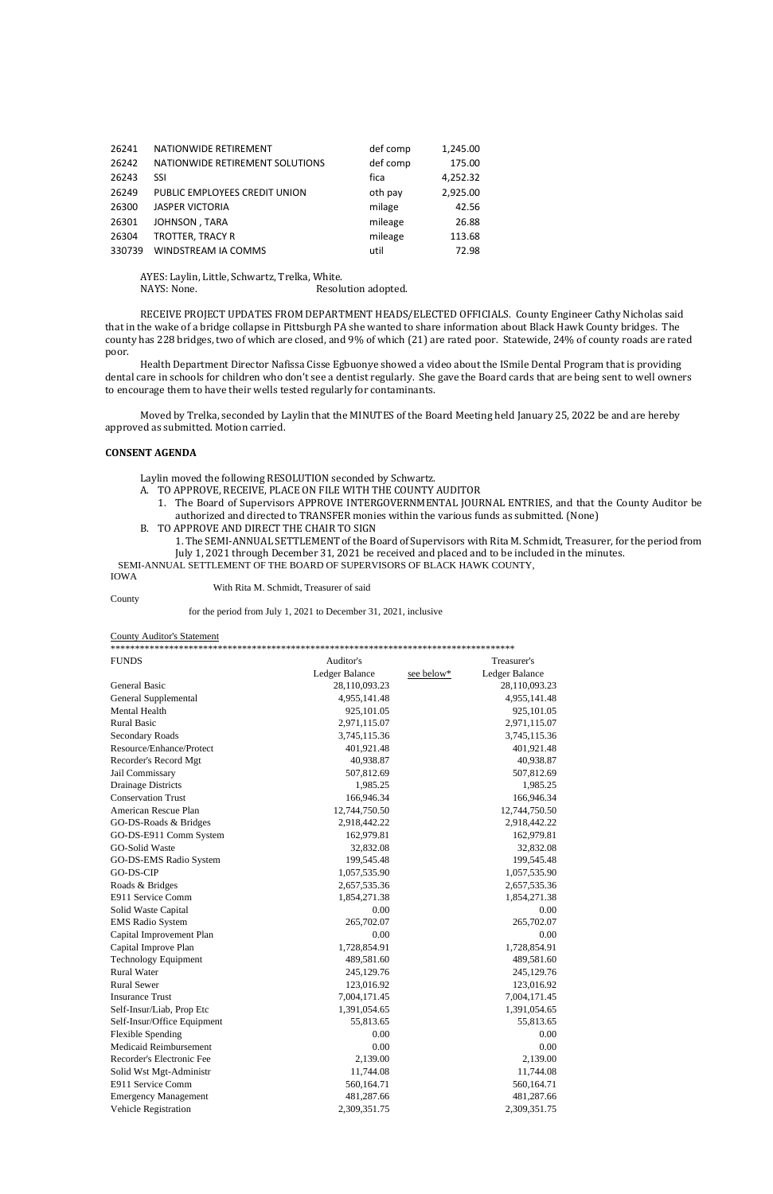| | | | |
|---|---|---|---|
| 26241 | NATIONWIDE RETIREMENT | def comp | 1,245.00 |
| 26242 | NATIONWIDE RETIREMENT SOLUTIONS | def comp | 175.00 |
| 26243 | SSI | fica | 4,252.32 |
| 26249 | PUBLIC EMPLOYEES CREDIT UNION | oth pay | 2,925.00 |
| 26300 | JASPER VICTORIA | milage | 42.56 |
| 26301 | JOHNSON , TARA | mileage | 26.88 |
| 26304 | TROTTER, TRACY R | mileage | 113.68 |
| 330739 | WINDSTREAM IA COMMS | util | 72.98 |

AYES: Laylin, Little, Schwartz, Trelka, White.
NAYS: None. Resolution adopted.

RECEIVE PROJECT UPDATES FROM DEPARTMENT HEADS/ELECTED OFFICIALS. County Engineer Cathy Nicholas said that in the wake of a bridge collapse in Pittsburgh PA she wanted to share information about Black Hawk County bridges. The county has 228 bridges, two of which are closed, and 9% of which (21) are rated poor. Statewide, 24% of county roads are rated poor.

Health Department Director Nafissa Cisse Egbuonye showed a video about the ISmile Dental Program that is providing dental care in schools for children who don't see a dentist regularly. She gave the Board cards that are being sent to well owners to encourage them to have their wells tested regularly for contaminants.

Moved by Trelka, seconded by Laylin that the MINUTES of the Board Meeting held January 25, 2022 be and are hereby approved as submitted. Motion carried.

**CONSENT AGENDA**

Laylin moved the following RESOLUTION seconded by Schwartz.

A. TO APPROVE, RECEIVE, PLACE ON FILE WITH THE COUNTY AUDITOR
   1. The Board of Supervisors APPROVE INTERGOVERNMENTAL JOURNAL ENTRIES, and that the County Auditor be authorized and directed to TRANSFER monies within the various funds as submitted. (None)

B. TO APPROVE AND DIRECT THE CHAIR TO SIGN
   1. The SEMI-ANNUAL SETTLEMENT of the Board of Supervisors with Rita M. Schmidt, Treasurer, for the period from July 1, 2021 through December 31, 2021 be received and placed and to be included in the minutes.

SEMI-ANNUAL SETTLEMENT OF THE BOARD OF SUPERVISORS OF BLACK HAWK COUNTY, IOWA

With Rita M. Schmidt, Treasurer of said County

for the period from July 1, 2021 to December 31, 2021, inclusive

County Auditor's Statement

| FUNDS | Auditor's Ledger Balance | see below* | Treasurer's Ledger Balance |
|---|---|---|---|
| General Basic | 28,110,093.23 | | 28,110,093.23 |
| General Supplemental | 4,955,141.48 | | 4,955,141.48 |
| Mental Health | 925,101.05 | | 925,101.05 |
| Rural Basic | 2,971,115.07 | | 2,971,115.07 |
| Secondary Roads | 3,745,115.36 | | 3,745,115.36 |
| Resource/Enhance/Protect | 401,921.48 | | 401,921.48 |
| Recorder's Record Mgt | 40,938.87 | | 40,938.87 |
| Jail Commissary | 507,812.69 | | 507,812.69 |
| Drainage Districts | 1,985.25 | | 1,985.25 |
| Conservation Trust | 166,946.34 | | 166,946.34 |
| American Rescue Plan | 12,744,750.50 | | 12,744,750.50 |
| GO-DS-Roads & Bridges | 2,918,442.22 | | 2,918,442.22 |
| GO-DS-E911 Comm System | 162,979.81 | | 162,979.81 |
| GO-Solid Waste | 32,832.08 | | 32,832.08 |
| GO-DS-EMS Radio System | 199,545.48 | | 199,545.48 |
| GO-DS-CIP | 1,057,535.90 | | 1,057,535.90 |
| Roads & Bridges | 2,657,535.36 | | 2,657,535.36 |
| E911 Service Comm | 1,854,271.38 | | 1,854,271.38 |
| Solid Waste Capital | 0.00 | | 0.00 |
| EMS Radio System | 265,702.07 | | 265,702.07 |
| Capital Improvement Plan | 0.00 | | 0.00 |
| Capital Improve Plan | 1,728,854.91 | | 1,728,854.91 |
| Technology Equipment | 489,581.60 | | 489,581.60 |
| Rural Water | 245,129.76 | | 245,129.76 |
| Rural Sewer | 123,016.92 | | 123,016.92 |
| Insurance Trust | 7,004,171.45 | | 7,004,171.45 |
| Self-Insur/Liab, Prop Etc | 1,391,054.65 | | 1,391,054.65 |
| Self-Insur/Office Equipment | 55,813.65 | | 55,813.65 |
| Flexible Spending | 0.00 | | 0.00 |
| Medicaid Reimbursement | 0.00 | | 0.00 |
| Recorder's Electronic Fee | 2,139.00 | | 2,139.00 |
| Solid Wst Mgt-Administr | 11,744.08 | | 11,744.08 |
| E911 Service Comm | 560,164.71 | | 560,164.71 |
| Emergency Management | 481,287.66 | | 481,287.66 |
| Vehicle Registration | 2,309,351.75 | | 2,309,351.75 |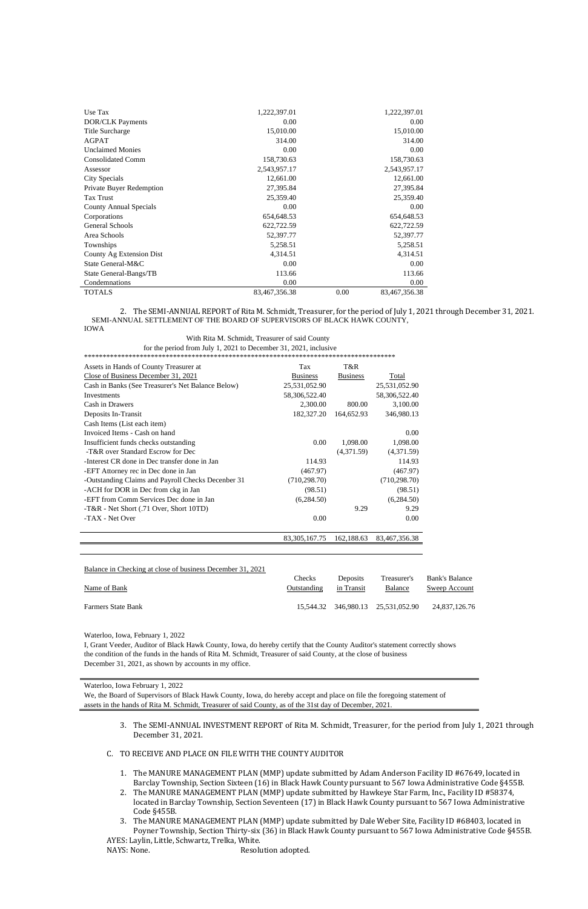| | | | |
|---|---|---|---|
| Use Tax | 1,222,397.01 | | 1,222,397.01 |
| DOR/CLK Payments | 0.00 | | 0.00 |
| Title Surcharge | 15,010.00 | | 15,010.00 |
| AGPAT | 314.00 | | 314.00 |
| Unclaimed Monies | 0.00 | | 0.00 |
| Consolidated Comm | 158,730.63 | | 158,730.63 |
| Assessor | 2,543,957.17 | | 2,543,957.17 |
| City Specials | 12,661.00 | | 12,661.00 |
| Private Buyer Redemption | 27,395.84 | | 27,395.84 |
| Tax Trust | 25,359.40 | | 25,359.40 |
| County Annual Specials | 0.00 | | 0.00 |
| Corporations | 654,648.53 | | 654,648.53 |
| General Schools | 622,722.59 | | 622,722.59 |
| Area Schools | 52,397.77 | | 52,397.77 |
| Townships | 5,258.51 | | 5,258.51 |
| County Ag Extension Dist | 4,314.51 | | 4,314.51 |
| State General-M&C | 0.00 | | 0.00 |
| State General-Bangs/TB | 113.66 | | 113.66 |
| Condemnations | 0.00 | | 0.00 |
| TOTALS | 83,467,356.38 | 0.00 | 83,467,356.38 |

2. The SEMI-ANNUAL REPORT of Rita M. Schmidt, Treasurer, for the period of July 1, 2021 through December 31, 2021.

SEMI-ANNUAL SETTLEMENT OF THE BOARD OF SUPERVISORS OF BLACK HAWK COUNTY, IOWA

With Rita M. Schmidt, Treasurer of said County

for the period from July 1, 2021 to December 31, 2021, inclusive

*******************************************************************************

| Assets in Hands of County Treasurer at Close of Business December 31, 2021 | Tax Business | T&R Business | Total |
|---|---|---|---|
| Cash in Banks (See Treasurer's Net Balance Below) | 25,531,052.90 | | 25,531,052.90 |
| Investments | 58,306,522.40 | | 58,306,522.40 |
| Cash in Drawers | 2,300.00 | 800.00 | 3,100.00 |
| Deposits In-Transit | 182,327.20 | 164,652.93 | 346,980.13 |
| Cash Items (List each item) | | | |
| Invoiced Items - Cash on hand | | | 0.00 |
| Insufficient funds checks outstanding | 0.00 | 1,098.00 | 1,098.00 |
| -T&R over Standard Escrow for Dec | | (4,371.59) | (4,371.59) |
| -Interest CR done in Dec transfer done in Jan | 114.93 | | 114.93 |
| -EFT Attorney rec in Dec done in Jan | (467.97) | | (467.97) |
| -Outstanding Claims and Payroll Checks December 31 | (710,298.70) | | (710,298.70) |
| -ACH for DOR in Dec from ckg in Jan | (98.51) | | (98.51) |
| -EFT from Comm Services Dec done in Jan | (6,284.50) | | (6,284.50) |
| -T&R - Net Short (.71 Over, Short 10TD) | | 9.29 | 9.29 |
| -TAX - Net Over | 0.00 | | 0.00 |
| | 83,305,167.75 | 162,188.63 | 83,467,356.38 |

Balance in Checking at close of business December 31, 2021

| Name of Bank | Checks Outstanding | Deposits in Transit | Treasurer's Balance | Bank's Balance Sweep Account |
|---|---|---|---|---|
| Farmers State Bank | 15,544.32 | 346,980.13 | 25,531,052.90 | 24,837,126.76 |

Waterloo, Iowa, February 1, 2022

I, Grant Veeder, Auditor of Black Hawk County, Iowa, do hereby certify that the County Auditor's statement correctly shows the condition of the funds in the hands of Rita M. Schmidt, Treasurer of said County, at the close of business December 31, 2021, as shown by accounts in my office.

Waterloo, Iowa February 1, 2022

We, the Board of Supervisors of Black Hawk County, Iowa, do hereby accept and place on file the foregoing statement of assets in the hands of Rita M. Schmidt, Treasurer of said County, as of the 31st day of December, 2021.

3. The SEMI-ANNUAL INVESTMENT REPORT of Rita M. Schmidt, Treasurer, for the period from July 1, 2021 through December 31, 2021.

C. TO RECEIVE AND PLACE ON FILE WITH THE COUNTY AUDITOR

1. The MANURE MANAGEMENT PLAN (MMP) update submitted by Adam Anderson Facility ID #67649, located in Barclay Township, Section Sixteen (16) in Black Hawk County pursuant to 567 Iowa Administrative Code §455B.
2. The MANURE MANAGEMENT PLAN (MMP) update submitted by Hawkeye Star Farm, Inc., Facility ID #58374, located in Barclay Township, Section Seventeen (17) in Black Hawk County pursuant to 567 Iowa Administrative Code §455B.
3. The MANURE MANAGEMENT PLAN (MMP) update submitted by Dale Weber Site, Facility ID #68403, located in Poyner Township, Section Thirty-six (36) in Black Hawk County pursuant to 567 Iowa Administrative Code §455B.

AYES: Laylin, Little, Schwartz, Trelka, White.

NAYS: None. Resolution adopted.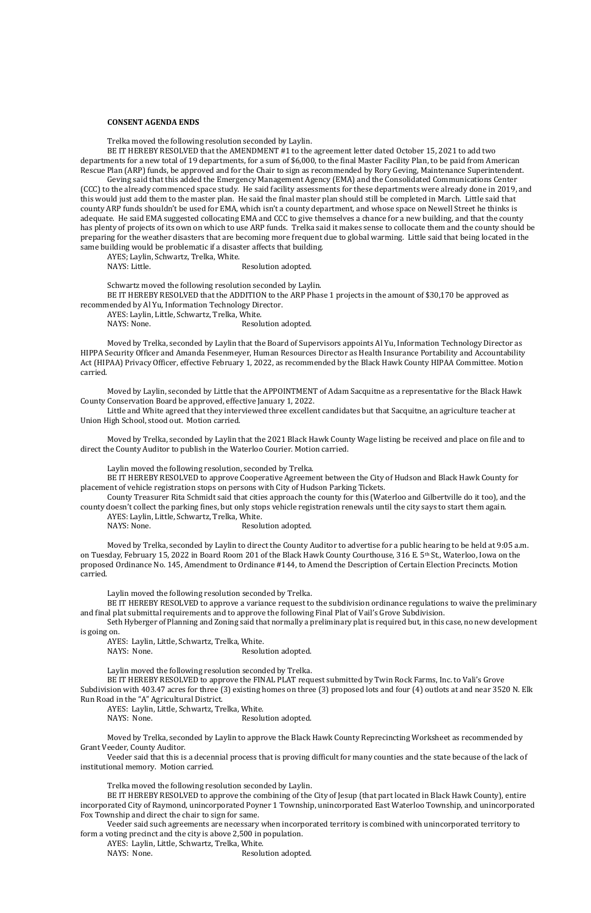**CONSENT AGENDA ENDS**

Trelka moved the following resolution seconded by Laylin.

BE IT HEREBY RESOLVED that the AMENDMENT #1 to the agreement letter dated October 15, 2021 to add two departments for a new total of 19 departments, for a sum of $6,000, to the final Master Facility Plan, to be paid from American Rescue Plan (ARP) funds, be approved and for the Chair to sign as recommended by Rory Geving, Maintenance Superintendent.

Geving said that this added the Emergency Management Agency (EMA) and the Consolidated Communications Center (CCC) to the already commenced space study. He said facility assessments for these departments were already done in 2019, and this would just add them to the master plan. He said the final master plan should still be completed in March. Little said that county ARP funds shouldn't be used for EMA, which isn't a county department, and whose space on Newell Street he thinks is adequate. He said EMA suggested collocating EMA and CCC to give themselves a chance for a new building, and that the county has plenty of projects of its own on which to use ARP funds. Trelka said it makes sense to collocate them and the county should be preparing for the weather disasters that are becoming more frequent due to global warming. Little said that being located in the same building would be problematic if a disaster affects that building.

AYES; Laylin, Schwartz, Trelka, White.
NAYS: Little. Resolution adopted.

Schwartz moved the following resolution seconded by Laylin.

BE IT HEREBY RESOLVED that the ADDITION to the ARP Phase 1 projects in the amount of $30,170 be approved as recommended by Al Yu, Information Technology Director.

AYES: Laylin, Little, Schwartz, Trelka, White.
NAYS: None. Resolution adopted.

Moved by Trelka, seconded by Laylin that the Board of Supervisors appoints Al Yu, Information Technology Director as HIPPA Security Officer and Amanda Fesenmeyer, Human Resources Director as Health Insurance Portability and Accountability Act (HIPAA) Privacy Officer, effective February 1, 2022, as recommended by the Black Hawk County HIPAA Committee. Motion carried.

Moved by Laylin, seconded by Little that the APPOINTMENT of Adam Sacquitne as a representative for the Black Hawk County Conservation Board be approved, effective January 1, 2022.

Little and White agreed that they interviewed three excellent candidates but that Sacquitne, an agriculture teacher at Union High School, stood out. Motion carried.

Moved by Trelka, seconded by Laylin that the 2021 Black Hawk County Wage listing be received and place on file and to direct the County Auditor to publish in the Waterloo Courier. Motion carried.

Laylin moved the following resolution, seconded by Trelka.

BE IT HEREBY RESOLVED to approve Cooperative Agreement between the City of Hudson and Black Hawk County for placement of vehicle registration stops on persons with City of Hudson Parking Tickets.

County Treasurer Rita Schmidt said that cities approach the county for this (Waterloo and Gilbertville do it too), and the county doesn't collect the parking fines, but only stops vehicle registration renewals until the city says to start them again.

AYES: Laylin, Little, Schwartz, Trelka, White.
NAYS: None. Resolution adopted.

Moved by Trelka, seconded by Laylin to direct the County Auditor to advertise for a public hearing to be held at 9:05 a.m. on Tuesday, February 15, 2022 in Board Room 201 of the Black Hawk County Courthouse, 316 E. 5th St., Waterloo, Iowa on the proposed Ordinance No. 145, Amendment to Ordinance #144, to Amend the Description of Certain Election Precincts. Motion carried.

Laylin moved the following resolution seconded by Trelka.

BE IT HEREBY RESOLVED to approve a variance request to the subdivision ordinance regulations to waive the preliminary and final plat submittal requirements and to approve the following Final Plat of Vail's Grove Subdivision.

Seth Hyberger of Planning and Zoning said that normally a preliminary plat is required but, in this case, no new development is going on.

AYES: Laylin, Little, Schwartz, Trelka, White.
NAYS: None. Resolution adopted.

Laylin moved the following resolution seconded by Trelka.

BE IT HEREBY RESOLVED to approve the FINAL PLAT request submitted by Twin Rock Farms, Inc. to Vali's Grove Subdivision with 403.47 acres for three (3) existing homes on three (3) proposed lots and four (4) outlots at and near 3520 N. Elk Run Road in the "A" Agricultural District.

AYES: Laylin, Little, Schwartz, Trelka, White.
NAYS: None. Resolution adopted.

Moved by Trelka, seconded by Laylin to approve the Black Hawk County Reprecincting Worksheet as recommended by Grant Veeder, County Auditor.

Veeder said that this is a decennial process that is proving difficult for many counties and the state because of the lack of institutional memory. Motion carried.

Trelka moved the following resolution seconded by Laylin.

BE IT HEREBY RESOLVED to approve the combining of the City of Jesup (that part located in Black Hawk County), entire incorporated City of Raymond, unincorporated Poyner 1 Township, unincorporated East Waterloo Township, and unincorporated Fox Township and direct the chair to sign for same.

Veeder said such agreements are necessary when incorporated territory is combined with unincorporated territory to form a voting precinct and the city is above 2,500 in population.

AYES: Laylin, Little, Schwartz, Trelka, White.
NAYS: None. Resolution adopted.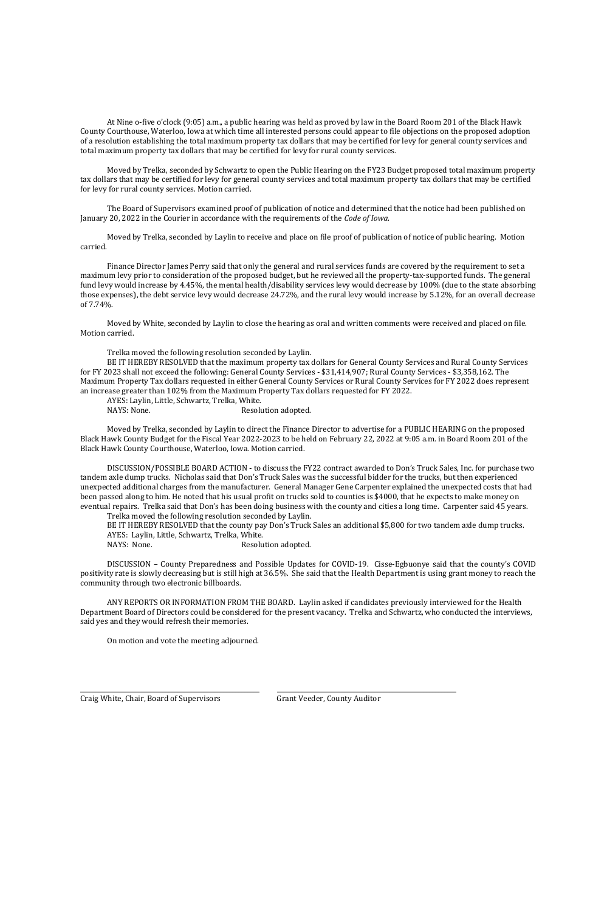At Nine o-five o'clock (9:05) a.m., a public hearing was held as proved by law in the Board Room 201 of the Black Hawk County Courthouse, Waterloo, Iowa at which time all interested persons could appear to file objections on the proposed adoption of a resolution establishing the total maximum property tax dollars that may be certified for levy for general county services and total maximum property tax dollars that may be certified for levy for rural county services.

Moved by Trelka, seconded by Schwartz to open the Public Hearing on the FY23 Budget proposed total maximum property tax dollars that may be certified for levy for general county services and total maximum property tax dollars that may be certified for levy for rural county services. Motion carried.

The Board of Supervisors examined proof of publication of notice and determined that the notice had been published on January 20, 2022 in the Courier in accordance with the requirements of the *Code of Iowa*.

Moved by Trelka, seconded by Laylin to receive and place on file proof of publication of notice of public hearing. Motion carried.

Finance Director James Perry said that only the general and rural services funds are covered by the requirement to set a maximum levy prior to consideration of the proposed budget, but he reviewed all the property-tax-supported funds. The general fund levy would increase by 4.45%, the mental health/disability services levy would decrease by 100% (due to the state absorbing those expenses), the debt service levy would decrease 24.72%, and the rural levy would increase by 5.12%, for an overall decrease of 7.74%.

Moved by White, seconded by Laylin to close the hearing as oral and written comments were received and placed on file. Motion carried.

Trelka moved the following resolution seconded by Laylin.

BE IT HEREBY RESOLVED that the maximum property tax dollars for General County Services and Rural County Services for FY 2023 shall not exceed the following: General County Services - $31,414,907; Rural County Services - $3,358,162. The Maximum Property Tax dollars requested in either General County Services or Rural County Services for FY 2022 does represent an increase greater than 102% from the Maximum Property Tax dollars requested for FY 2022.

AYES: Laylin, Little, Schwartz, Trelka, White.
NAYS: None. Resolution adopted.

Moved by Trelka, seconded by Laylin to direct the Finance Director to advertise for a PUBLIC HEARING on the proposed Black Hawk County Budget for the Fiscal Year 2022-2023 to be held on February 22, 2022 at 9:05 a.m. in Board Room 201 of the Black Hawk County Courthouse, Waterloo, Iowa. Motion carried.

DISCUSSION/POSSIBLE BOARD ACTION - to discuss the FY22 contract awarded to Don's Truck Sales, Inc. for purchase two tandem axle dump trucks. Nicholas said that Don's Truck Sales was the successful bidder for the trucks, but then experienced unexpected additional charges from the manufacturer. General Manager Gene Carpenter explained the unexpected costs that had been passed along to him. He noted that his usual profit on trucks sold to counties is $4000, that he expects to make money on eventual repairs. Trelka said that Don's has been doing business with the county and cities a long time. Carpenter said 45 years.

Trelka moved the following resolution seconded by Laylin.

BE IT HEREBY RESOLVED that the county pay Don's Truck Sales an additional $5,800 for two tandem axle dump trucks.

AYES: Laylin, Little, Schwartz, Trelka, White.
NAYS: None. Resolution adopted.

DISCUSSION – County Preparedness and Possible Updates for COVID-19. Cisse-Egbuonye said that the county's COVID positivity rate is slowly decreasing but is still high at 36.5%. She said that the Health Department is using grant money to reach the community through two electronic billboards.

ANY REPORTS OR INFORMATION FROM THE BOARD. Laylin asked if candidates previously interviewed for the Health Department Board of Directors could be considered for the present vacancy. Trelka and Schwartz, who conducted the interviews, said yes and they would refresh their memories.

On motion and vote the meeting adjourned.

Craig White, Chair, Board of Supervisors

Grant Veeder, County Auditor